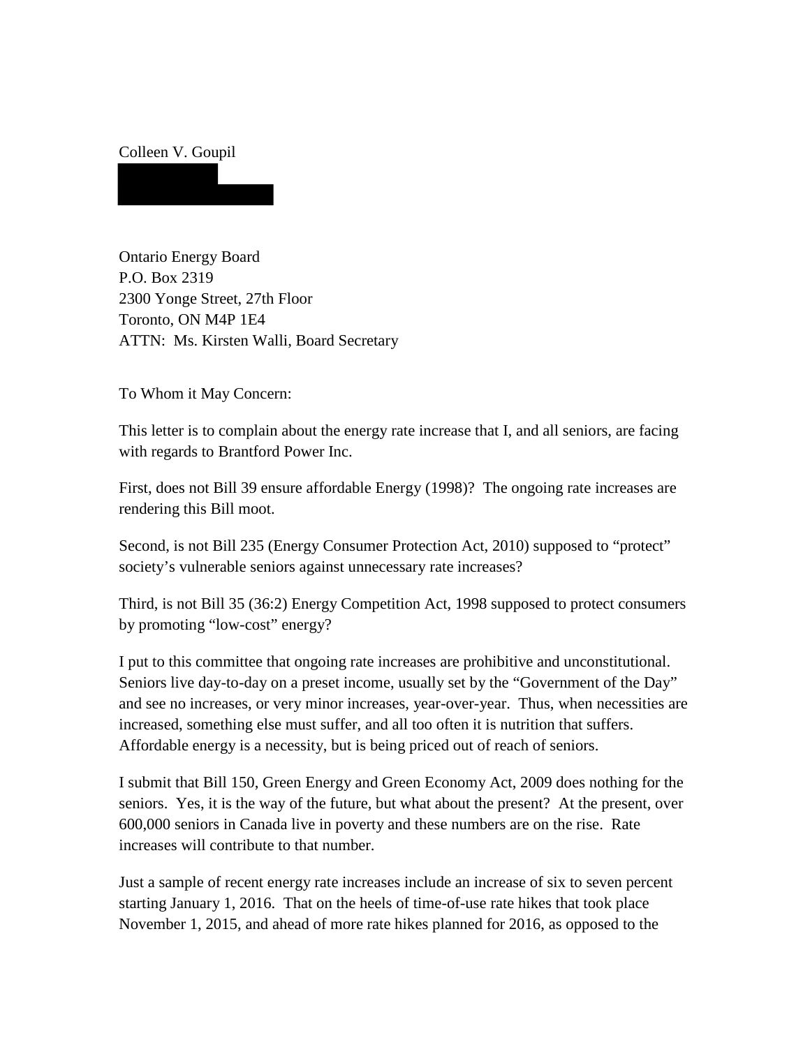Colleen V. Goupil

Ontario Energy Board
P.O. Box 2319
2300 Yonge Street, 27th Floor
Toronto, ON M4P 1E4
ATTN: Ms. Kirsten Walli, Board Secretary

To Whom it May Concern:

This letter is to complain about the energy rate increase that I, and all seniors, are facing with regards to Brantford Power Inc.

First, does not Bill 39 ensure affordable Energy (1998)? The ongoing rate increases are rendering this Bill moot.

Second, is not Bill 235 (Energy Consumer Protection Act, 2010) supposed to "protect" society's vulnerable seniors against unnecessary rate increases?

Third, is not Bill 35 (36:2) Energy Competition Act, 1998 supposed to protect consumers by promoting "low-cost" energy?

I put to this committee that ongoing rate increases are prohibitive and unconstitutional. Seniors live day-to-day on a preset income, usually set by the "Government of the Day" and see no increases, or very minor increases, year-over-year. Thus, when necessities are increased, something else must suffer, and all too often it is nutrition that suffers. Affordable energy is a necessity, but is being priced out of reach of seniors.

I submit that Bill 150, Green Energy and Green Economy Act, 2009 does nothing for the seniors. Yes, it is the way of the future, but what about the present? At the present, over 600,000 seniors in Canada live in poverty and these numbers are on the rise. Rate increases will contribute to that number.

Just a sample of recent energy rate increases include an increase of six to seven percent starting January 1, 2016. That on the heels of time-of-use rate hikes that took place November 1, 2015, and ahead of more rate hikes planned for 2016, as opposed to the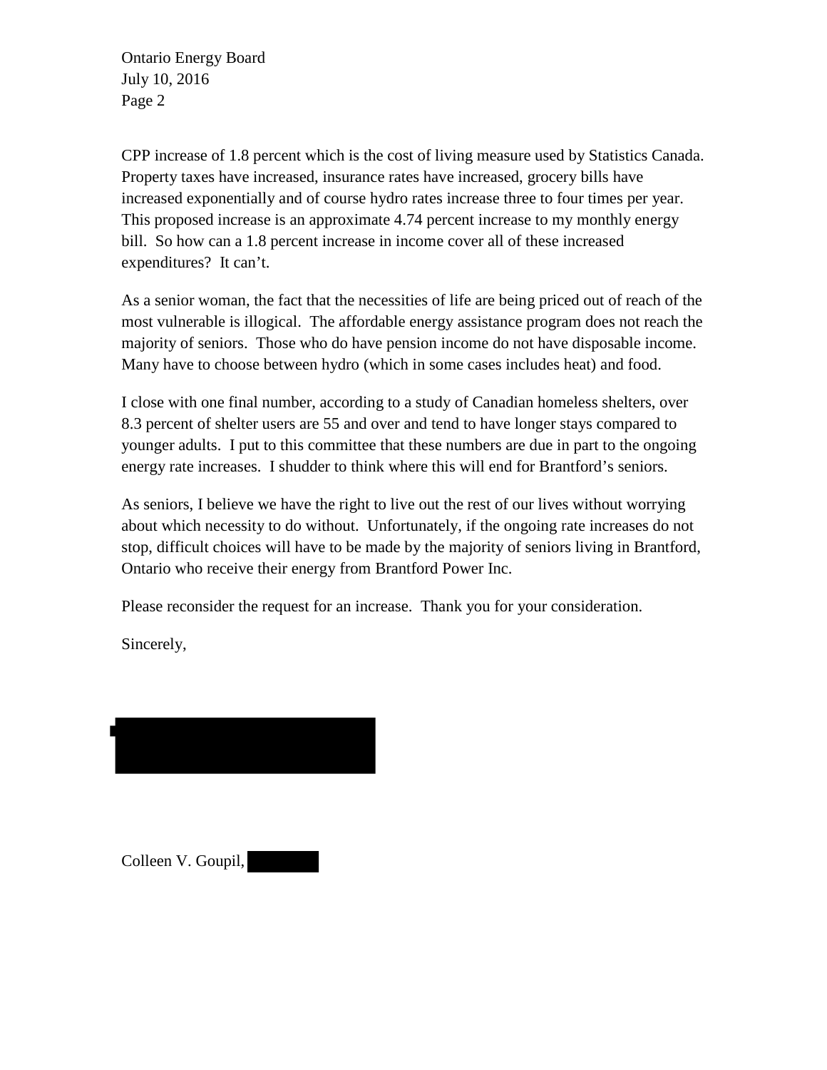CPP increase of 1.8 percent which is the cost of living measure used by Statistics Canada. Property taxes have increased, insurance rates have increased, grocery bills have increased exponentially and of course hydro rates increase three to four times per year. This proposed increase is an approximate 4.74 percent increase to my monthly energy bill. So how can a 1.8 percent increase in income cover all of these increased expenditures? It can't.

As a senior woman, the fact that the necessities of life are being priced out of reach of the most vulnerable is illogical. The affordable energy assistance program does not reach the majority of seniors. Those who do have pension income do not have disposable income. Many have to choose between hydro (which in some cases includes heat) and food.

I close with one final number, according to a study of Canadian homeless shelters, over 8.3 percent of shelter users are 55 and over and tend to have longer stays compared to younger adults. I put to this committee that these numbers are due in part to the ongoing energy rate increases. I shudder to think where this will end for Brantford's seniors.

As seniors, I believe we have the right to live out the rest of our lives without worrying about which necessity to do without. Unfortunately, if the ongoing rate increases do not stop, difficult choices will have to be made by the majority of seniors living in Brantford, Ontario who receive their energy from Brantford Power Inc.

Please reconsider the request for an increase. Thank you for your consideration.

Sincerely,

Colleen V. Goupil,